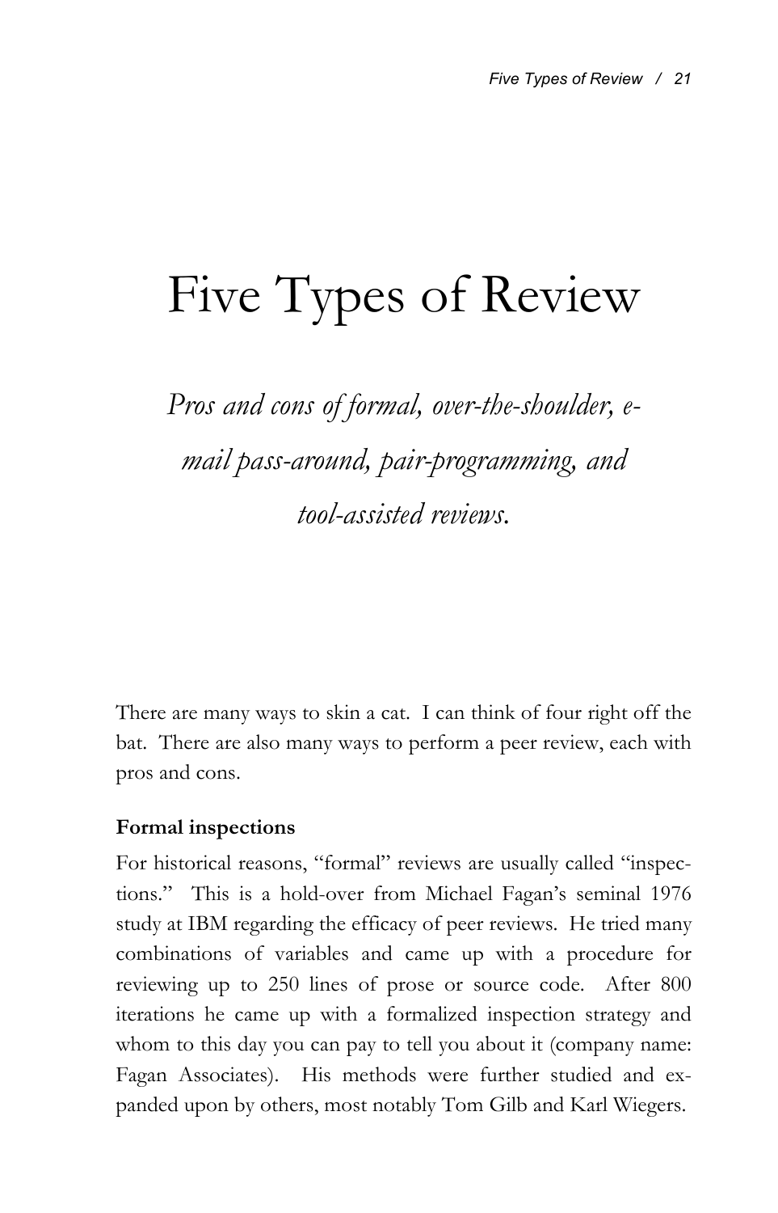# Five Types of Review

*Pros and cons of formal, over-the-shoulder, e-mail pass-around, pair-programming, and tool-assisted reviews.*

There are many ways to skin a cat. I can think of four right off the bat. There are also many ways to perform a peer review, each with pros and cons.

**Formal inspections**

For historical reasons, "formal" reviews are usually called "inspections." This is a hold-over from Michael Fagan's seminal 1976 study at IBM regarding the efficacy of peer reviews. He tried many combinations of variables and came up with a procedure for reviewing up to 250 lines of prose or source code. After 800 iterations he came up with a formalized inspection strategy and whom to this day you can pay to tell you about it (company name: Fagan Associates). His methods were further studied and expanded upon by others, most notably Tom Gilb and Karl Wiegers.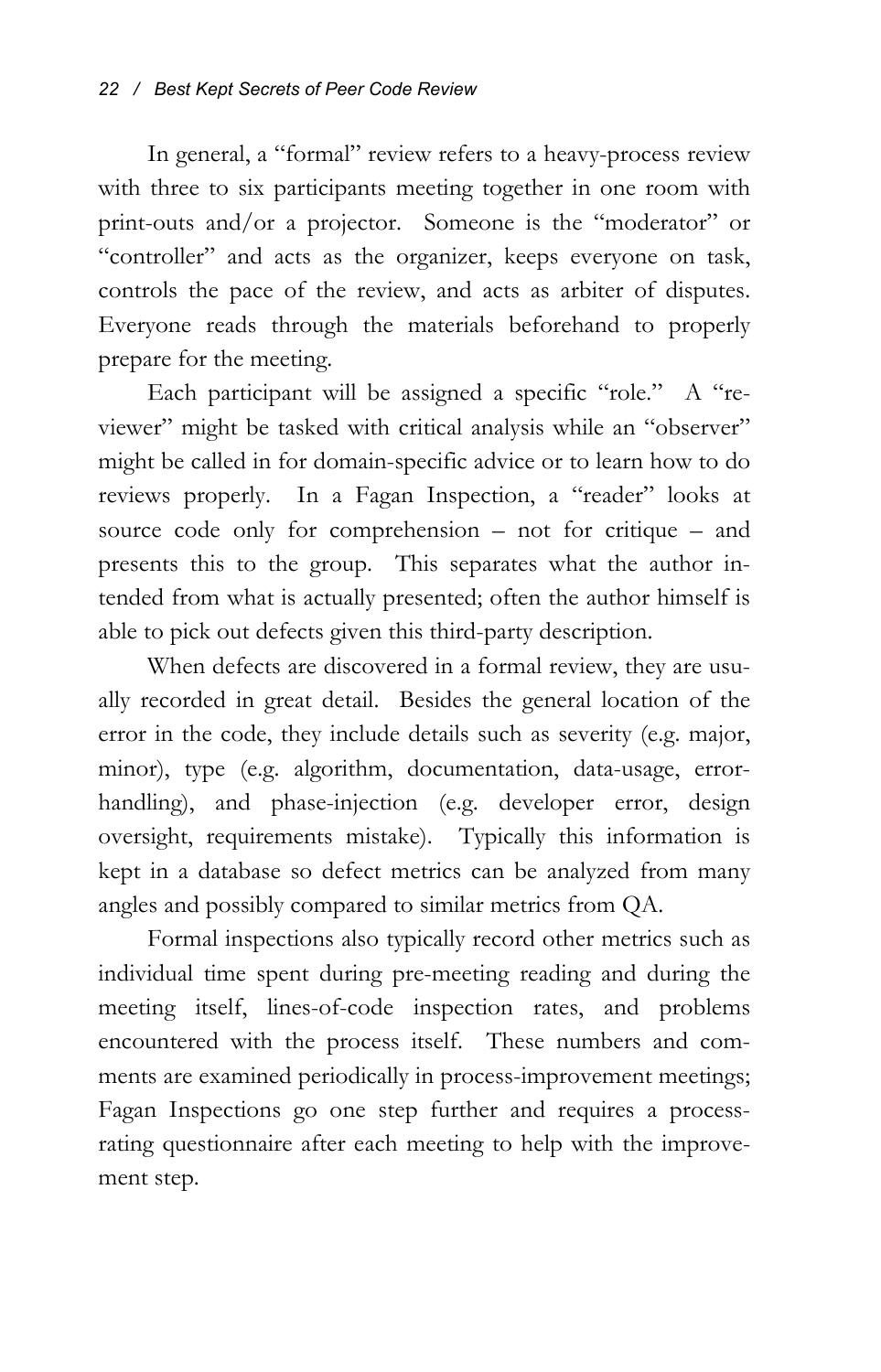In general, a "formal" review refers to a heavy-process review with three to six participants meeting together in one room with print-outs and/or a projector. Someone is the "moderator" or "controller" and acts as the organizer, keeps everyone on task, controls the pace of the review, and acts as arbiter of disputes. Everyone reads through the materials beforehand to properly prepare for the meeting.

Each participant will be assigned a specific "role." A "reviewer" might be tasked with critical analysis while an "observer" might be called in for domain-specific advice or to learn how to do reviews properly. In a Fagan Inspection, a "reader" looks at source code only for comprehension – not for critique – and presents this to the group. This separates what the author intended from what is actually presented; often the author himself is able to pick out defects given this third-party description.

When defects are discovered in a formal review, they are usually recorded in great detail. Besides the general location of the error in the code, they include details such as severity (e.g. major, minor), type (e.g. algorithm, documentation, data-usage, error-handling), and phase-injection (e.g. developer error, design oversight, requirements mistake). Typically this information is kept in a database so defect metrics can be analyzed from many angles and possibly compared to similar metrics from QA.

Formal inspections also typically record other metrics such as individual time spent during pre-meeting reading and during the meeting itself, lines-of-code inspection rates, and problems encountered with the process itself. These numbers and comments are examined periodically in process-improvement meetings; Fagan Inspections go one step further and requires a process-rating questionnaire after each meeting to help with the improvement step.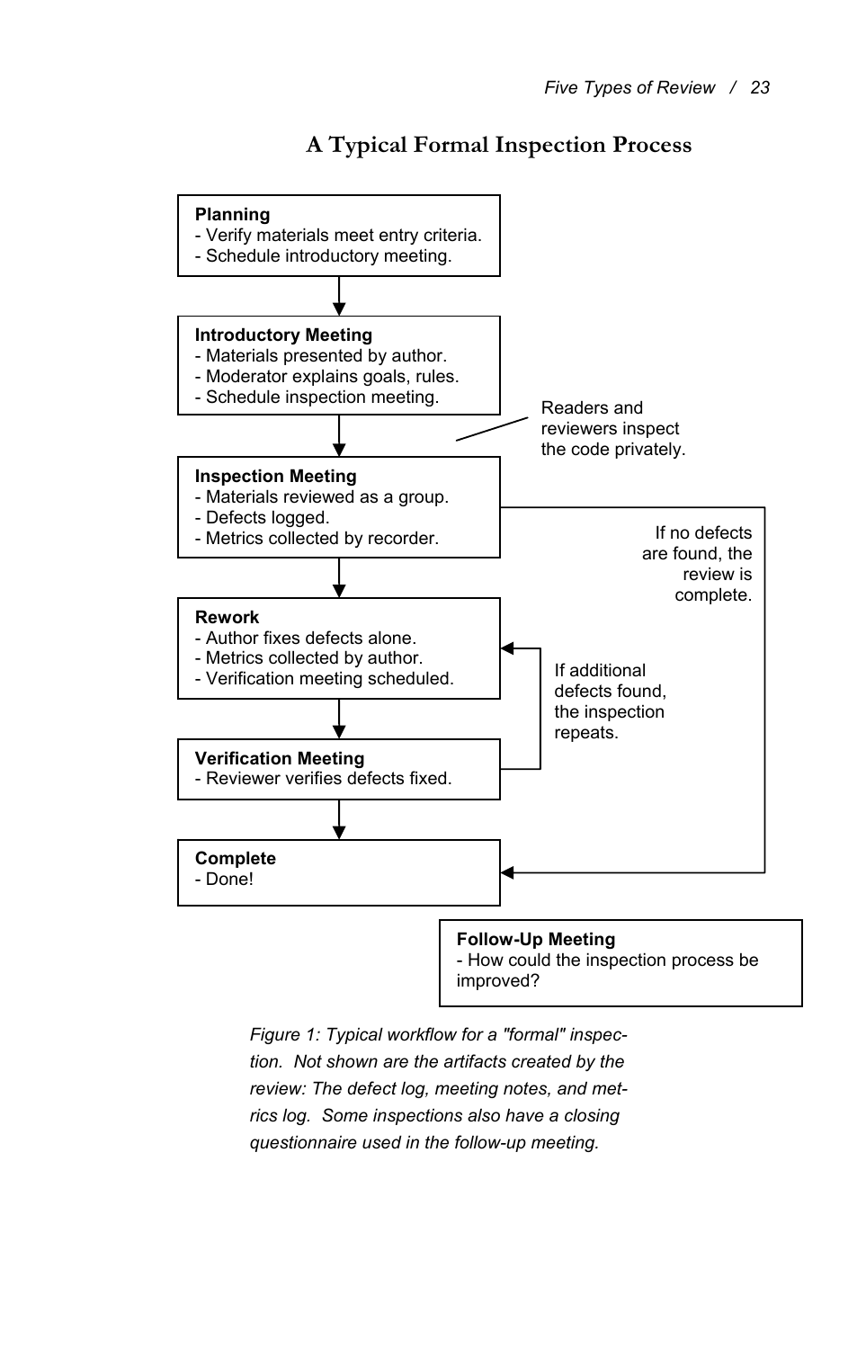## A Typical Formal Inspection Process

**Planning**
- Verify materials meet entry criteria.
- Schedule introductory meeting.

**Introductory Meeting**
- Materials presented by author.
- Moderator explains goals, rules.
- Schedule inspection meeting.

Readers and reviewers inspect the code privately.

**Inspection Meeting**
- Materials reviewed as a group.
- Defects logged.
- Metrics collected by recorder.

If no defects are found, the review is complete.

**Rework**
- Author fixes defects alone.
- Metrics collected by author.
- Verification meeting scheduled.

If additional defects found, the inspection repeats.

**Verification Meeting**
- Reviewer verifies defects fixed.

**Complete**
- Done!

**Follow-Up Meeting**
- How could the inspection process be improved?

*Figure 1: Typical workflow for a "formal" inspection. Not shown are the artifacts created by the review: The defect log, meeting notes, and metrics log. Some inspections also have a closing questionnaire used in the follow-up meeting.*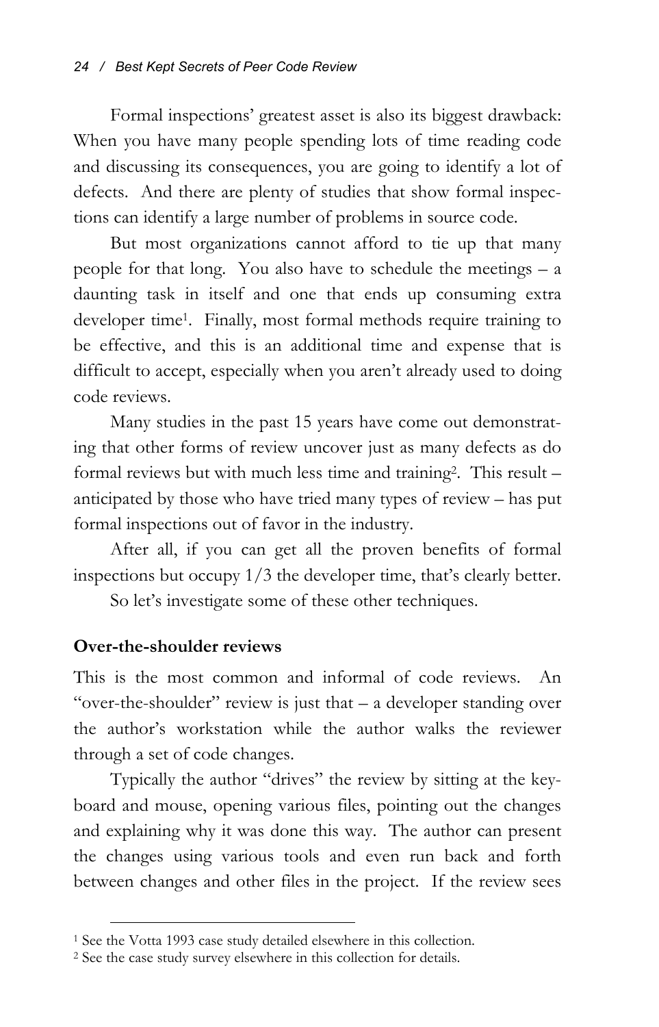Formal inspections' greatest asset is also its biggest drawback: When you have many people spending lots of time reading code and discussing its consequences, you are going to identify a lot of defects. And there are plenty of studies that show formal inspections can identify a large number of problems in source code.

But most organizations cannot afford to tie up that many people for that long. You also have to schedule the meetings – a daunting task in itself and one that ends up consuming extra developer time[1]. Finally, most formal methods require training to be effective, and this is an additional time and expense that is difficult to accept, especially when you aren't already used to doing code reviews.

Many studies in the past 15 years have come out demonstrating that other forms of review uncover just as many defects as do formal reviews but with much less time and training[2]. This result – anticipated by those who have tried many types of review – has put formal inspections out of favor in the industry.

After all, if you can get all the proven benefits of formal inspections but occupy 1/3 the developer time, that's clearly better.

So let's investigate some of these other techniques.

### Over-the-shoulder reviews

This is the most common and informal of code reviews. An "over-the-shoulder" review is just that – a developer standing over the author's workstation while the author walks the reviewer through a set of code changes.

Typically the author "drives" the review by sitting at the keyboard and mouse, opening various files, pointing out the changes and explaining why it was done this way. The author can present the changes using various tools and even run back and forth between changes and other files in the project. If the review sees

---

[1] See the Votta 1993 case study detailed elsewhere in this collection.

[2] See the case study survey elsewhere in this collection for details.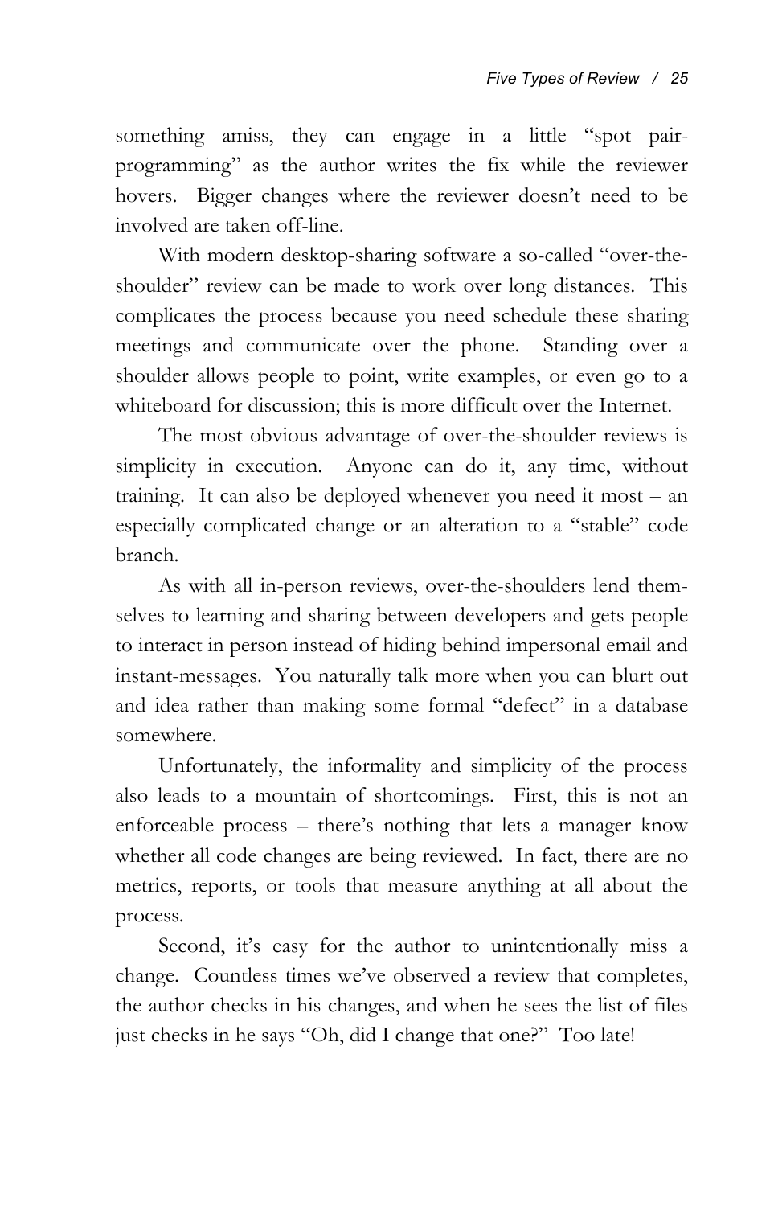something amiss, they can engage in a little "spot pair-programming" as the author writes the fix while the reviewer hovers. Bigger changes where the reviewer doesn't need to be involved are taken off-line.

With modern desktop-sharing software a so-called "over-the-shoulder" review can be made to work over long distances. This complicates the process because you need schedule these sharing meetings and communicate over the phone. Standing over a shoulder allows people to point, write examples, or even go to a whiteboard for discussion; this is more difficult over the Internet.

The most obvious advantage of over-the-shoulder reviews is simplicity in execution. Anyone can do it, any time, without training. It can also be deployed whenever you need it most – an especially complicated change or an alteration to a "stable" code branch.

As with all in-person reviews, over-the-shoulders lend themselves to learning and sharing between developers and gets people to interact in person instead of hiding behind impersonal email and instant-messages. You naturally talk more when you can blurt out and idea rather than making some formal "defect" in a database somewhere.

Unfortunately, the informality and simplicity of the process also leads to a mountain of shortcomings. First, this is not an enforceable process – there's nothing that lets a manager know whether all code changes are being reviewed. In fact, there are no metrics, reports, or tools that measure anything at all about the process.

Second, it's easy for the author to unintentionally miss a change. Countless times we've observed a review that completes, the author checks in his changes, and when he sees the list of files just checks in he says "Oh, did I change that one?" Too late!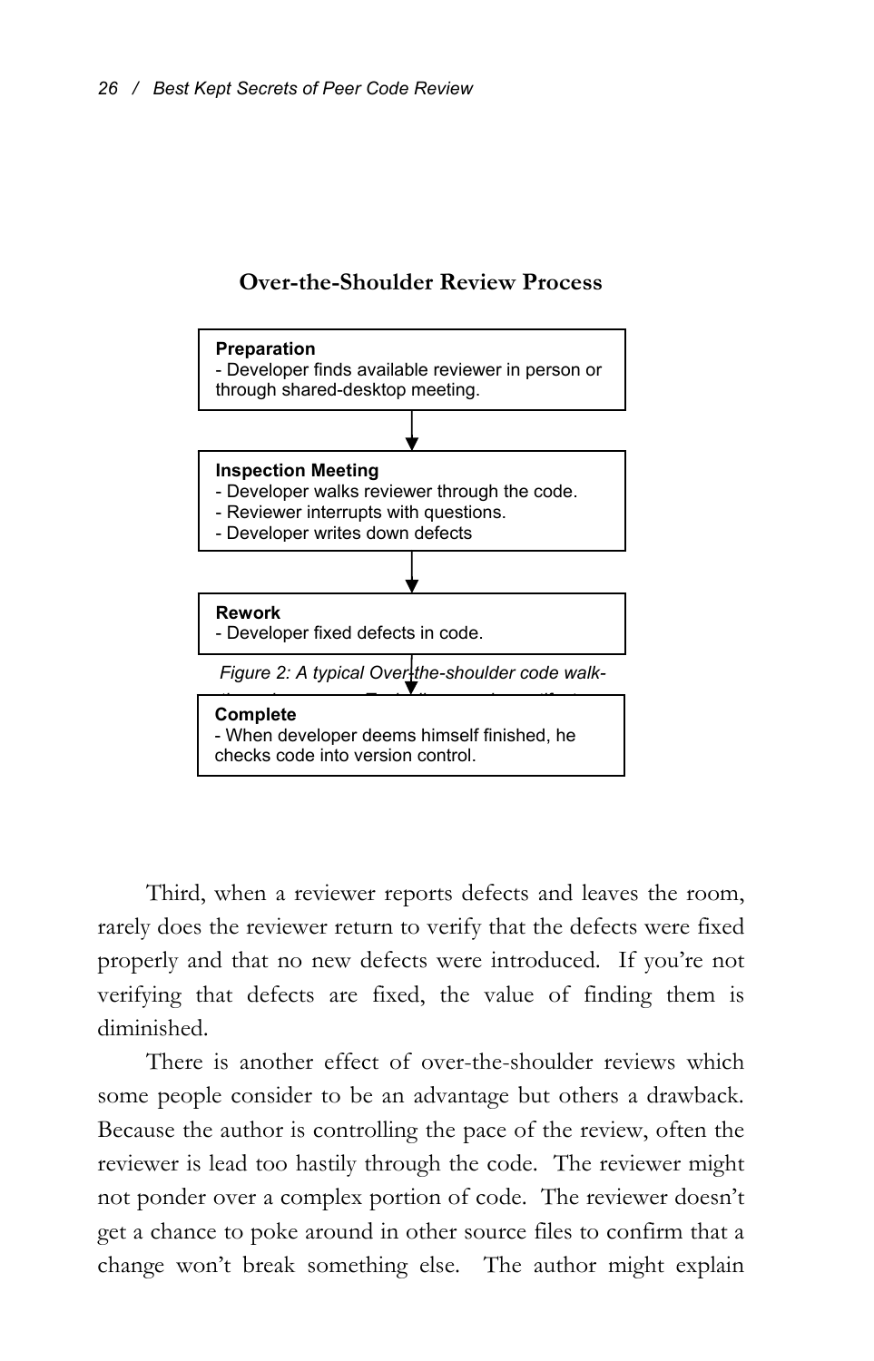**Over-the-Shoulder Review Process**

**Preparation**
- Developer finds available reviewer in person or through shared-desktop meeting.

↓

**Inspection Meeting**
- Developer walks reviewer through the code.
- Reviewer interrupts with questions.
- Developer writes down defects

↓

**Rework**
- Developer fixed defects in code.

↓

**Complete**
- When developer deems himself finished, he checks code into version control.

*Figure 2: A typical Over-the-shoulder code walk-*

Third, when a reviewer reports defects and leaves the room, rarely does the reviewer return to verify that the defects were fixed properly and that no new defects were introduced. If you're not verifying that defects are fixed, the value of finding them is diminished.

There is another effect of over-the-shoulder reviews which some people consider to be an advantage but others a drawback. Because the author is controlling the pace of the review, often the reviewer is lead too hastily through the code. The reviewer might not ponder over a complex portion of code. The reviewer doesn't get a chance to poke around in other source files to confirm that a change won't break something else. The author might explain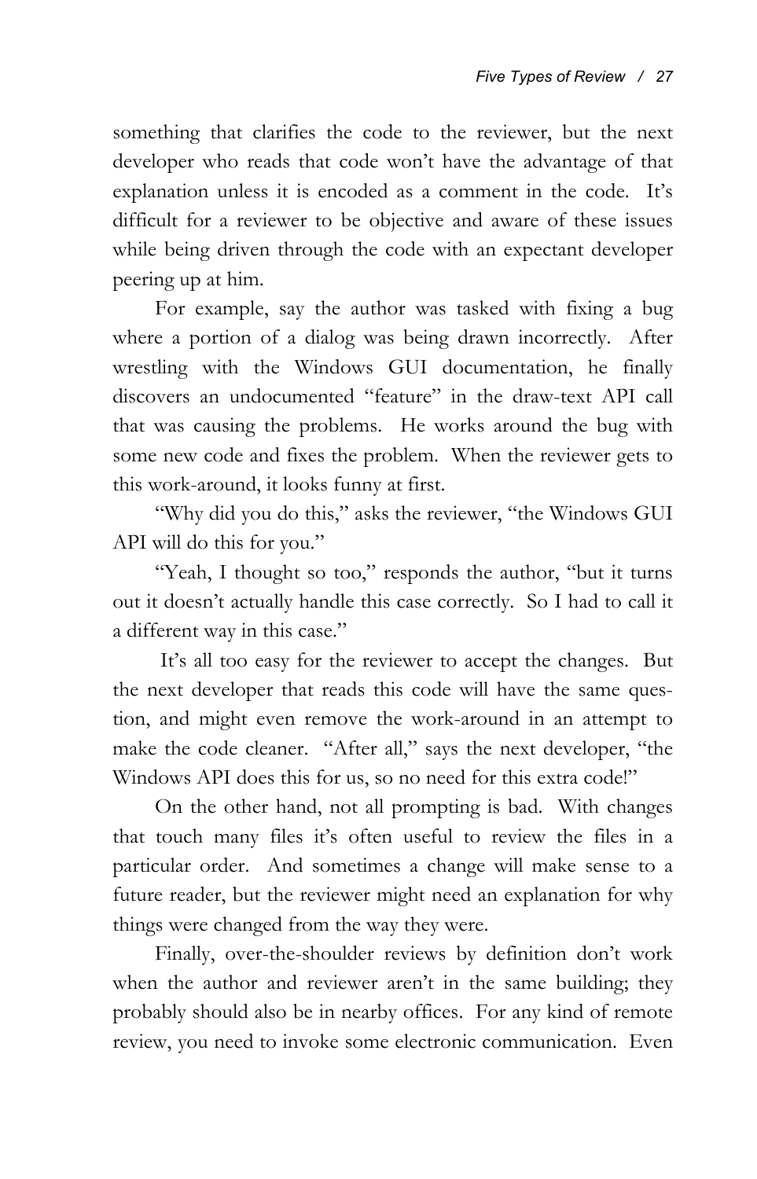something that clarifies the code to the reviewer, but the next developer who reads that code won't have the advantage of that explanation unless it is encoded as a comment in the code. It's difficult for a reviewer to be objective and aware of these issues while being driven through the code with an expectant developer peering up at him.

For example, say the author was tasked with fixing a bug where a portion of a dialog was being drawn incorrectly. After wrestling with the Windows GUI documentation, he finally discovers an undocumented "feature" in the draw-text API call that was causing the problems. He works around the bug with some new code and fixes the problem. When the reviewer gets to this work-around, it looks funny at first.

"Why did you do this," asks the reviewer, "the Windows GUI API will do this for you."

"Yeah, I thought so too," responds the author, "but it turns out it doesn't actually handle this case correctly. So I had to call it a different way in this case."

It's all too easy for the reviewer to accept the changes. But the next developer that reads this code will have the same question, and might even remove the work-around in an attempt to make the code cleaner. "After all," says the next developer, "the Windows API does this for us, so no need for this extra code!"

On the other hand, not all prompting is bad. With changes that touch many files it's often useful to review the files in a particular order. And sometimes a change will make sense to a future reader, but the reviewer might need an explanation for why things were changed from the way they were.

Finally, over-the-shoulder reviews by definition don't work when the author and reviewer aren't in the same building; they probably should also be in nearby offices. For any kind of remote review, you need to invoke some electronic communication. Even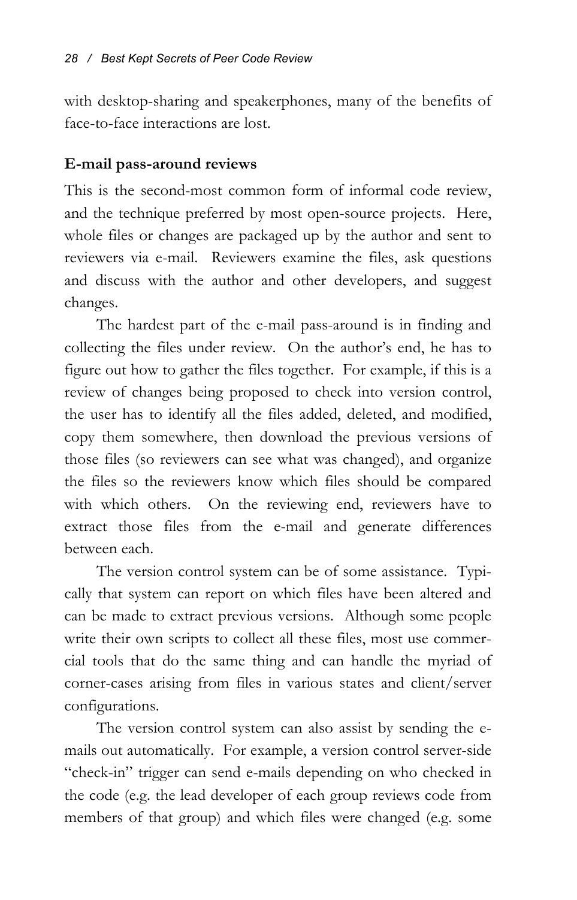with desktop-sharing and speakerphones, many of the benefits of face-to-face interactions are lost.

### E-mail pass-around reviews

This is the second-most common form of informal code review, and the technique preferred by most open-source projects. Here, whole files or changes are packaged up by the author and sent to reviewers via e-mail. Reviewers examine the files, ask questions and discuss with the author and other developers, and suggest changes.

The hardest part of the e-mail pass-around is in finding and collecting the files under review. On the author's end, he has to figure out how to gather the files together. For example, if this is a review of changes being proposed to check into version control, the user has to identify all the files added, deleted, and modified, copy them somewhere, then download the previous versions of those files (so reviewers can see what was changed), and organize the files so the reviewers know which files should be compared with which others. On the reviewing end, reviewers have to extract those files from the e-mail and generate differences between each.

The version control system can be of some assistance. Typically that system can report on which files have been altered and can be made to extract previous versions. Although some people write their own scripts to collect all these files, most use commercial tools that do the same thing and can handle the myriad of corner-cases arising from files in various states and client/server configurations.

The version control system can also assist by sending the e-mails out automatically. For example, a version control server-side "check-in" trigger can send e-mails depending on who checked in the code (e.g. the lead developer of each group reviews code from members of that group) and which files were changed (e.g. some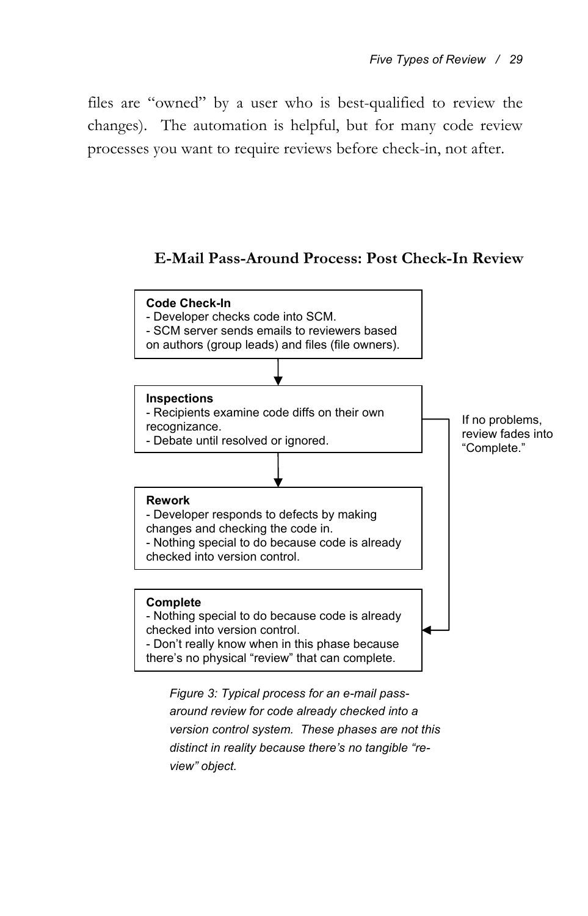files are "owned" by a user who is best-qualified to review the changes). The automation is helpful, but for many code review processes you want to require reviews before check-in, not after.

**E-Mail Pass-Around Process: Post Check-In Review**

**Code Check-In**
- Developer checks code into SCM.
- SCM server sends emails to reviewers based on authors (group leads) and files (file owners).

**Inspections**
- Recipients examine code diffs on their own recognizance.
- Debate until resolved or ignored.

If no problems, review fades into "Complete."

**Rework**
- Developer responds to defects by making changes and checking the code in.
- Nothing special to do because code is already checked into version control.

**Complete**
- Nothing special to do because code is already checked into version control.
- Don't really know when in this phase because there's no physical "review" that can complete.

*Figure 3: Typical process for an e-mail pass-around review for code already checked into a version control system. These phases are not this distinct in reality because there's no tangible "re-view" object.*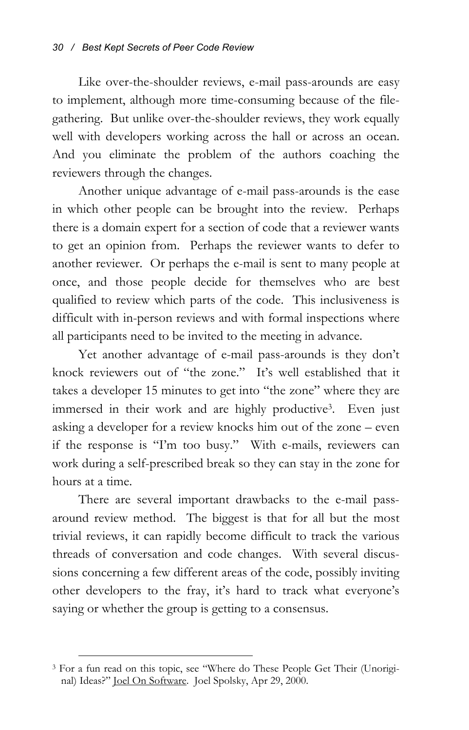Like over-the-shoulder reviews, e-mail pass-arounds are easy to implement, although more time-consuming because of the file-gathering. But unlike over-the-shoulder reviews, they work equally well with developers working across the hall or across an ocean. And you eliminate the problem of the authors coaching the reviewers through the changes.

Another unique advantage of e-mail pass-arounds is the ease in which other people can be brought into the review. Perhaps there is a domain expert for a section of code that a reviewer wants to get an opinion from. Perhaps the reviewer wants to defer to another reviewer. Or perhaps the e-mail is sent to many people at once, and those people decide for themselves who are best qualified to review which parts of the code. This inclusiveness is difficult with in-person reviews and with formal inspections where all participants need to be invited to the meeting in advance.

Yet another advantage of e-mail pass-arounds is they don't knock reviewers out of "the zone." It's well established that it takes a developer 15 minutes to get into "the zone" where they are immersed in their work and are highly productive[3]. Even just asking a developer for a review knocks him out of the zone – even if the response is "I'm too busy." With e-mails, reviewers can work during a self-prescribed break so they can stay in the zone for hours at a time.

There are several important drawbacks to the e-mail pass-around review method. The biggest is that for all but the most trivial reviews, it can rapidly become difficult to track the various threads of conversation and code changes. With several discussions concerning a few different areas of the code, possibly inviting other developers to the fray, it's hard to track what everyone's saying or whether the group is getting to a consensus.

---

[3] For a fun read on this topic, see "Where do These People Get Their (Unoriginal) Ideas?" Joel On Software. Joel Spolsky, Apr 29, 2000.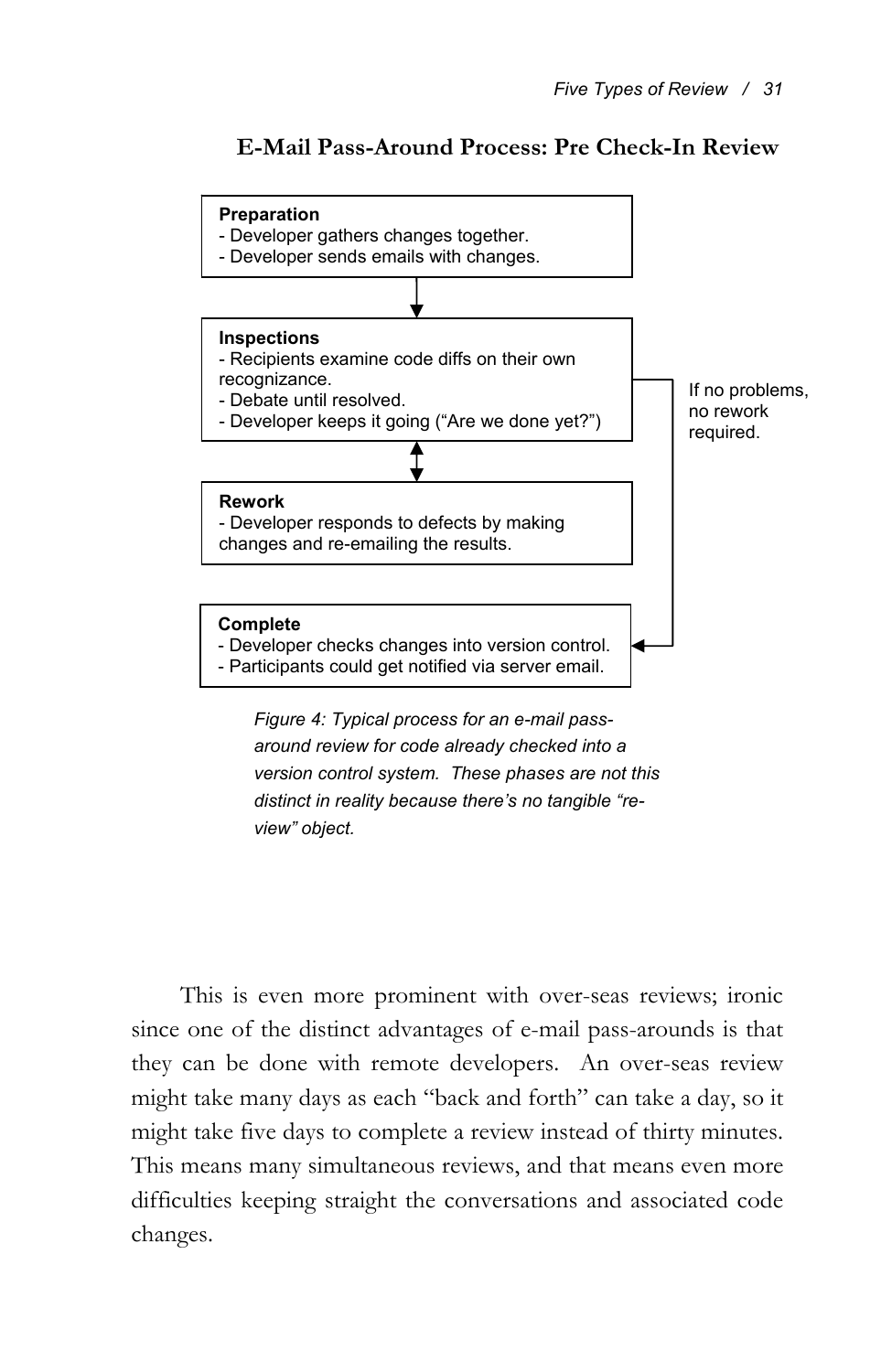**E-Mail Pass-Around Process: Pre Check-In Review**

**Preparation**
- Developer gathers changes together.
- Developer sends emails with changes.

**Inspections**
- Recipients examine code diffs on their own recognizance.
- Debate until resolved.
- Developer keeps it going ("Are we done yet?")

If no problems, no rework required.

**Rework**
- Developer responds to defects by making changes and re-emailing the results.

**Complete**
- Developer checks changes into version control.
- Participants could get notified via server email.

*Figure 4: Typical process for an e-mail pass-around review for code already checked into a version control system. These phases are not this distinct in reality because there's no tangible "review" object.*

This is even more prominent with over-seas reviews; ironic since one of the distinct advantages of e-mail pass-arounds is that they can be done with remote developers. An over-seas review might take many days as each "back and forth" can take a day, so it might take five days to complete a review instead of thirty minutes. This means many simultaneous reviews, and that means even more difficulties keeping straight the conversations and associated code changes.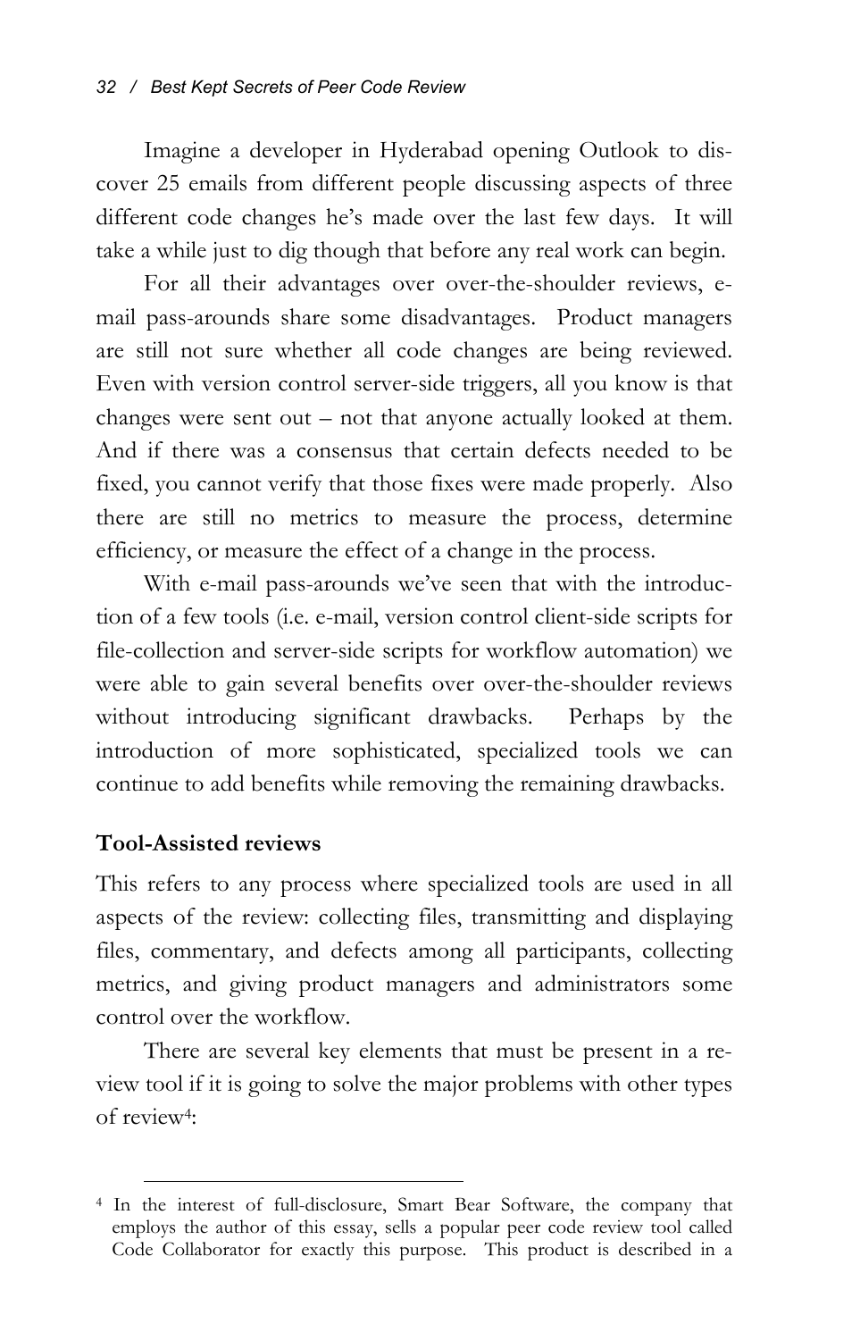Imagine a developer in Hyderabad opening Outlook to discover 25 emails from different people discussing aspects of three different code changes he's made over the last few days. It will take a while just to dig though that before any real work can begin.

For all their advantages over over-the-shoulder reviews, e-mail pass-arounds share some disadvantages. Product managers are still not sure whether all code changes are being reviewed. Even with version control server-side triggers, all you know is that changes were sent out – not that anyone actually looked at them. And if there was a consensus that certain defects needed to be fixed, you cannot verify that those fixes were made properly. Also there are still no metrics to measure the process, determine efficiency, or measure the effect of a change in the process.

With e-mail pass-arounds we've seen that with the introduction of a few tools (i.e. e-mail, version control client-side scripts for file-collection and server-side scripts for workflow automation) we were able to gain several benefits over over-the-shoulder reviews without introducing significant drawbacks. Perhaps by the introduction of more sophisticated, specialized tools we can continue to add benefits while removing the remaining drawbacks.

**Tool-Assisted reviews**

This refers to any process where specialized tools are used in all aspects of the review: collecting files, transmitting and displaying files, commentary, and defects among all participants, collecting metrics, and giving product managers and administrators some control over the workflow.

There are several key elements that must be present in a review tool if it is going to solve the major problems with other types of review[4]:

---

[4] In the interest of full-disclosure, Smart Bear Software, the company that employs the author of this essay, sells a popular peer code review tool called Code Collaborator for exactly this purpose. This product is described in a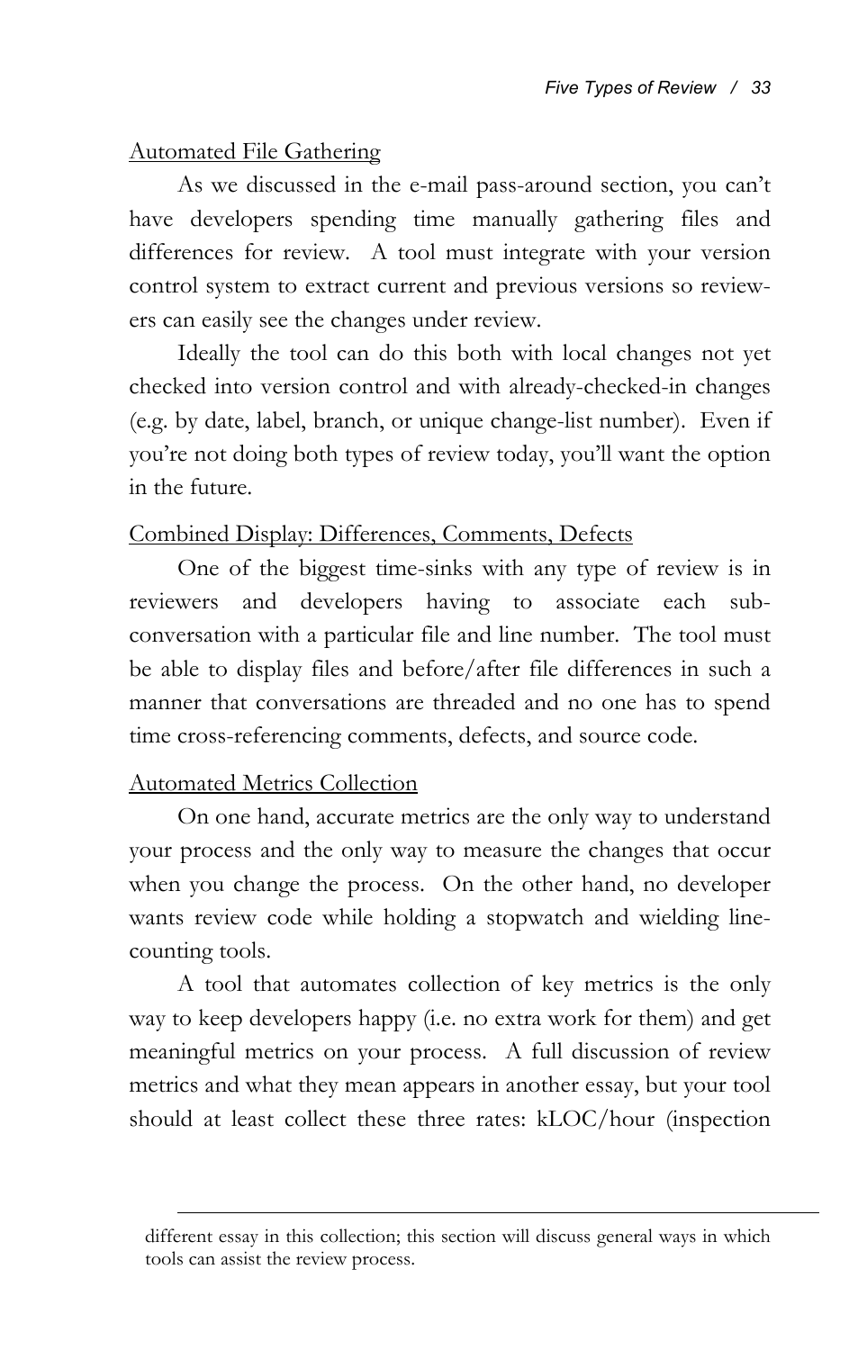Automated File Gathering

As we discussed in the e-mail pass-around section, you can't have developers spending time manually gathering files and differences for review. A tool must integrate with your version control system to extract current and previous versions so reviewers can easily see the changes under review.

Ideally the tool can do this both with local changes not yet checked into version control and with already-checked-in changes (e.g. by date, label, branch, or unique change-list number). Even if you're not doing both types of review today, you'll want the option in the future.

Combined Display: Differences, Comments, Defects

One of the biggest time-sinks with any type of review is in reviewers and developers having to associate each sub-conversation with a particular file and line number. The tool must be able to display files and before/after file differences in such a manner that conversations are threaded and no one has to spend time cross-referencing comments, defects, and source code.

Automated Metrics Collection

On one hand, accurate metrics are the only way to understand your process and the only way to measure the changes that occur when you change the process. On the other hand, no developer wants review code while holding a stopwatch and wielding line-counting tools.

A tool that automates collection of key metrics is the only way to keep developers happy (i.e. no extra work for them) and get meaningful metrics on your process. A full discussion of review metrics and what they mean appears in another essay, but your tool should at least collect these three rates: kLOC/hour (inspection

---

different essay in this collection; this section will discuss general ways in which tools can assist the review process.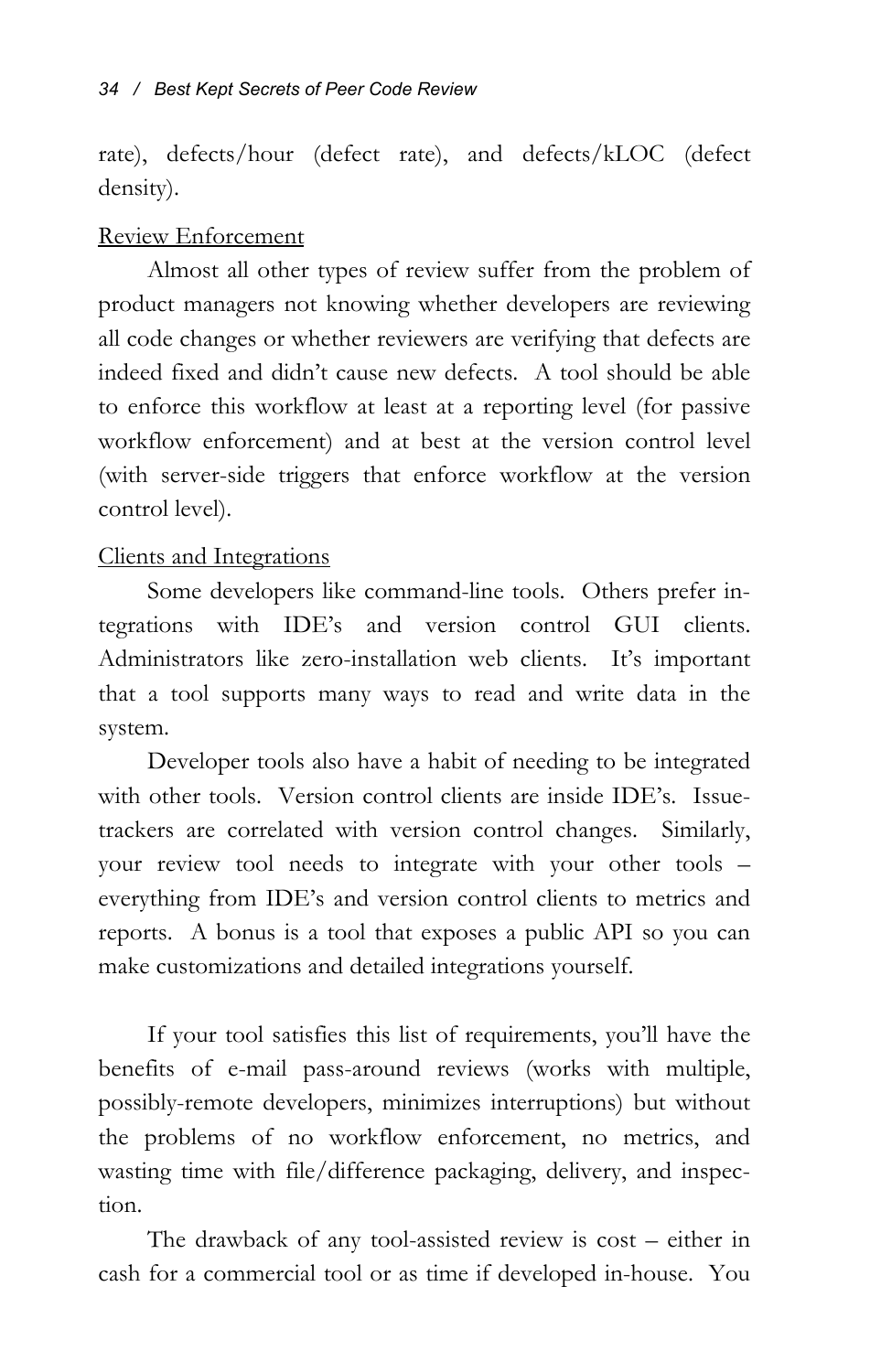rate), defects/hour (defect rate), and defects/kLOC (defect density).

Review Enforcement

Almost all other types of review suffer from the problem of product managers not knowing whether developers are reviewing all code changes or whether reviewers are verifying that defects are indeed fixed and didn't cause new defects. A tool should be able to enforce this workflow at least at a reporting level (for passive workflow enforcement) and at best at the version control level (with server-side triggers that enforce workflow at the version control level).

Clients and Integrations

Some developers like command-line tools. Others prefer integrations with IDE's and version control GUI clients. Administrators like zero-installation web clients. It's important that a tool supports many ways to read and write data in the system.

Developer tools also have a habit of needing to be integrated with other tools. Version control clients are inside IDE's. Issue-trackers are correlated with version control changes. Similarly, your review tool needs to integrate with your other tools – everything from IDE's and version control clients to metrics and reports. A bonus is a tool that exposes a public API so you can make customizations and detailed integrations yourself.

If your tool satisfies this list of requirements, you'll have the benefits of e-mail pass-around reviews (works with multiple, possibly-remote developers, minimizes interruptions) but without the problems of no workflow enforcement, no metrics, and wasting time with file/difference packaging, delivery, and inspection.

The drawback of any tool-assisted review is cost – either in cash for a commercial tool or as time if developed in-house. You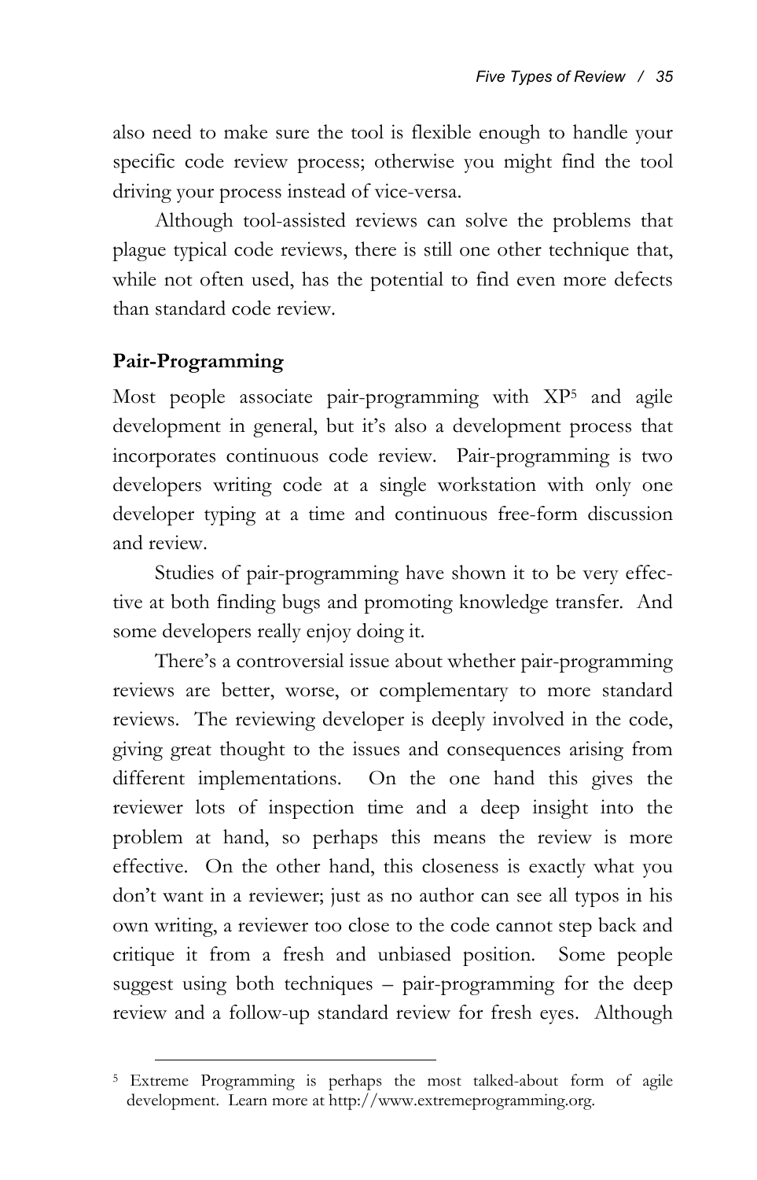also need to make sure the tool is flexible enough to handle your specific code review process; otherwise you might find the tool driving your process instead of vice-versa.

Although tool-assisted reviews can solve the problems that plague typical code reviews, there is still one other technique that, while not often used, has the potential to find even more defects than standard code review.

**Pair-Programming**

Most people associate pair-programming with XP[5] and agile development in general, but it's also a development process that incorporates continuous code review. Pair-programming is two developers writing code at a single workstation with only one developer typing at a time and continuous free-form discussion and review.

Studies of pair-programming have shown it to be very effective at both finding bugs and promoting knowledge transfer. And some developers really enjoy doing it.

There's a controversial issue about whether pair-programming reviews are better, worse, or complementary to more standard reviews. The reviewing developer is deeply involved in the code, giving great thought to the issues and consequences arising from different implementations. On the one hand this gives the reviewer lots of inspection time and a deep insight into the problem at hand, so perhaps this means the review is more effective. On the other hand, this closeness is exactly what you don't want in a reviewer; just as no author can see all typos in his own writing, a reviewer too close to the code cannot step back and critique it from a fresh and unbiased position. Some people suggest using both techniques – pair-programming for the deep review and a follow-up standard review for fresh eyes. Although

[5] Extreme Programming is perhaps the most talked-about form of agile development. Learn more at http://www.extremeprogramming.org.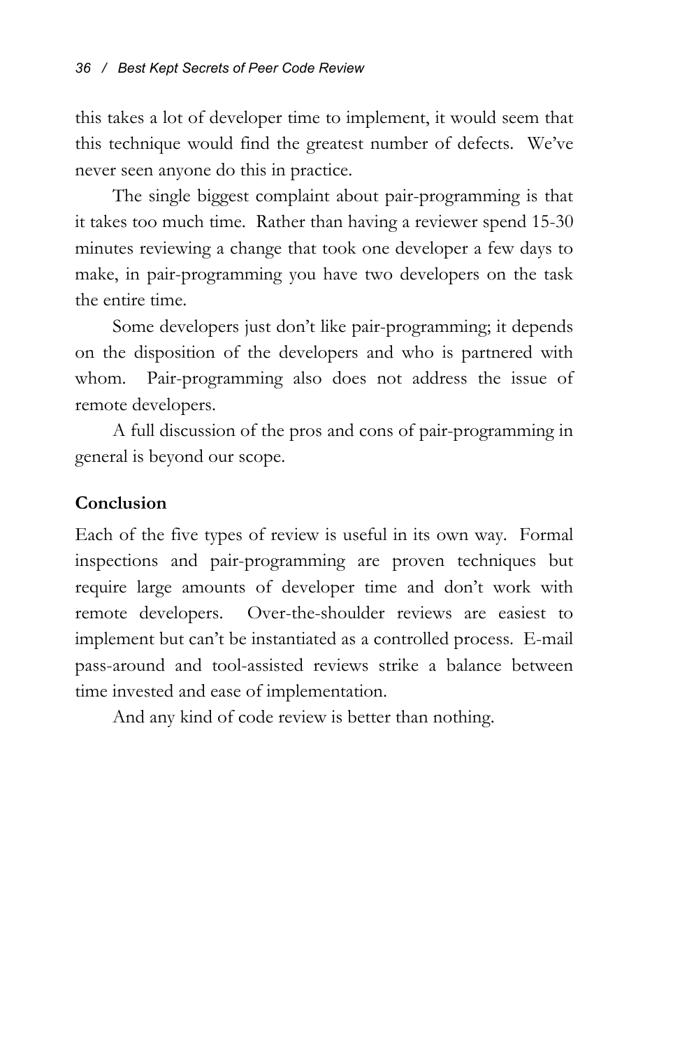this takes a lot of developer time to implement, it would seem that this technique would find the greatest number of defects. We've never seen anyone do this in practice.

The single biggest complaint about pair-programming is that it takes too much time. Rather than having a reviewer spend 15-30 minutes reviewing a change that took one developer a few days to make, in pair-programming you have two developers on the task the entire time.

Some developers just don't like pair-programming; it depends on the disposition of the developers and who is partnered with whom. Pair-programming also does not address the issue of remote developers.

A full discussion of the pros and cons of pair-programming in general is beyond our scope.

## Conclusion

Each of the five types of review is useful in its own way. Formal inspections and pair-programming are proven techniques but require large amounts of developer time and don't work with remote developers. Over-the-shoulder reviews are easiest to implement but can't be instantiated as a controlled process. E-mail pass-around and tool-assisted reviews strike a balance between time invested and ease of implementation.

And any kind of code review is better than nothing.